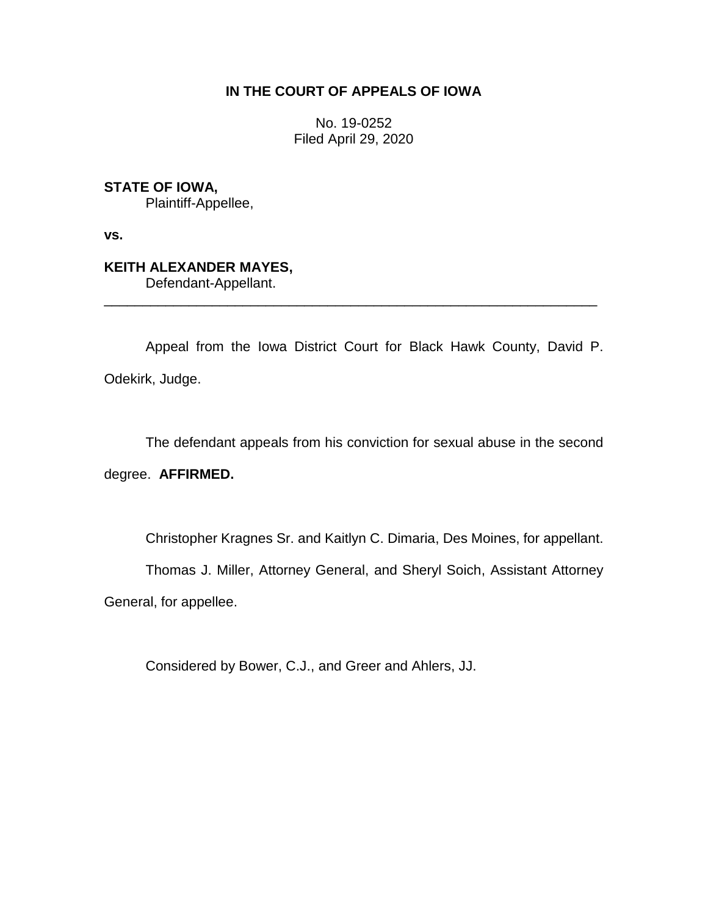**IN THE COURT OF APPEALS OF IOWA**

No. 19-0252
Filed April 29, 2020

**STATE OF IOWA,**
Plaintiff-Appellee,

**vs.**

**KEITH ALEXANDER MAYES,**
Defendant-Appellant.

---

Appeal from the Iowa District Court for Black Hawk County, David P. Odekirk, Judge.

The defendant appeals from his conviction for sexual abuse in the second degree. **AFFIRMED.**

Christopher Kragnes Sr. and Kaitlyn C. Dimaria, Des Moines, for appellant.

Thomas J. Miller, Attorney General, and Sheryl Soich, Assistant Attorney General, for appellee.

Considered by Bower, C.J., and Greer and Ahlers, JJ.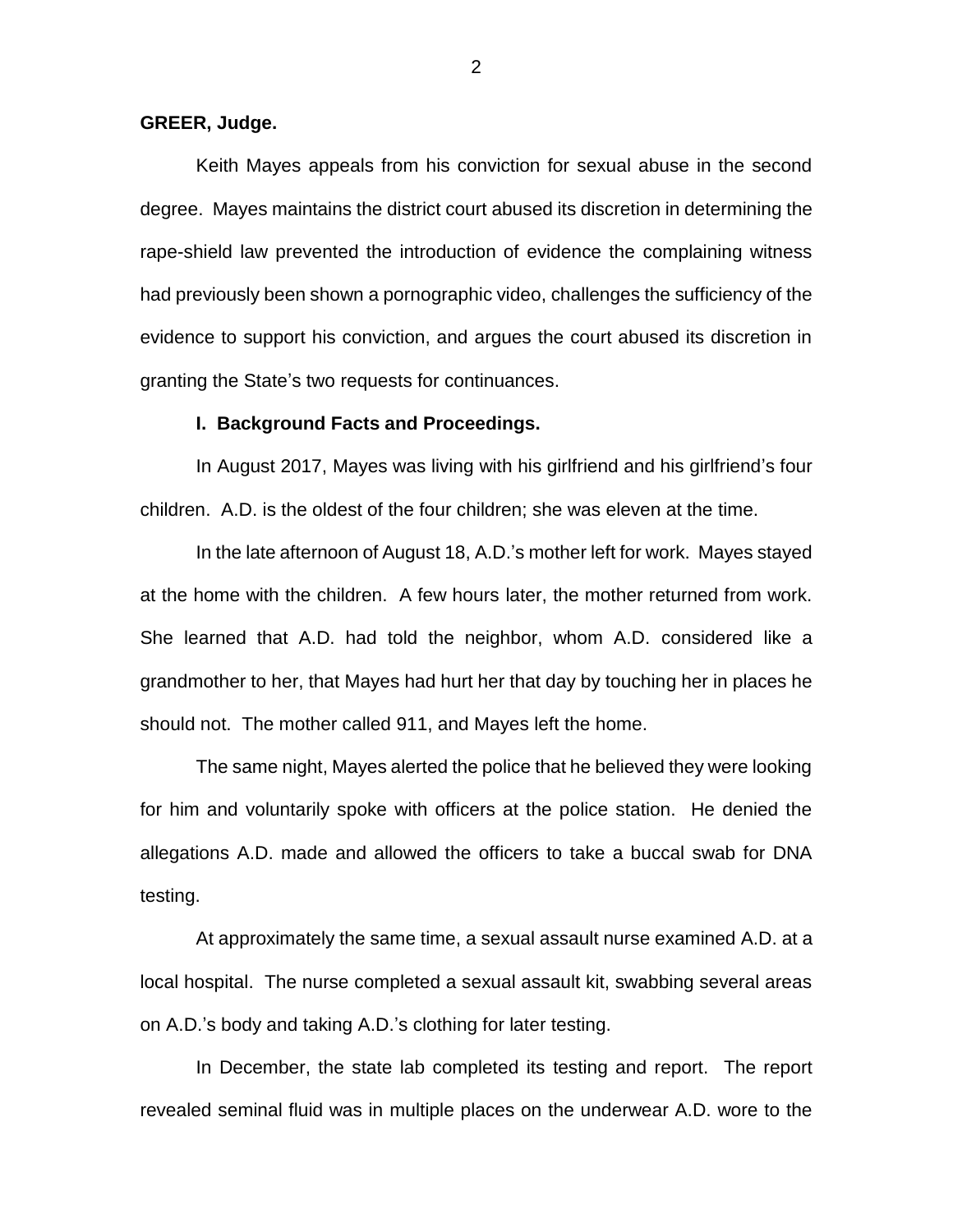**GREER, Judge.**

Keith Mayes appeals from his conviction for sexual abuse in the second degree. Mayes maintains the district court abused its discretion in determining the rape-shield law prevented the introduction of evidence the complaining witness had previously been shown a pornographic video, challenges the sufficiency of the evidence to support his conviction, and argues the court abused its discretion in granting the State's two requests for continuances.

**I. Background Facts and Proceedings.**

In August 2017, Mayes was living with his girlfriend and his girlfriend's four children. A.D. is the oldest of the four children; she was eleven at the time.

In the late afternoon of August 18, A.D.'s mother left for work. Mayes stayed at the home with the children. A few hours later, the mother returned from work. She learned that A.D. had told the neighbor, whom A.D. considered like a grandmother to her, that Mayes had hurt her that day by touching her in places he should not. The mother called 911, and Mayes left the home.

The same night, Mayes alerted the police that he believed they were looking for him and voluntarily spoke with officers at the police station. He denied the allegations A.D. made and allowed the officers to take a buccal swab for DNA testing.

At approximately the same time, a sexual assault nurse examined A.D. at a local hospital. The nurse completed a sexual assault kit, swabbing several areas on A.D.'s body and taking A.D.'s clothing for later testing.

In December, the state lab completed its testing and report. The report revealed seminal fluid was in multiple places on the underwear A.D. wore to the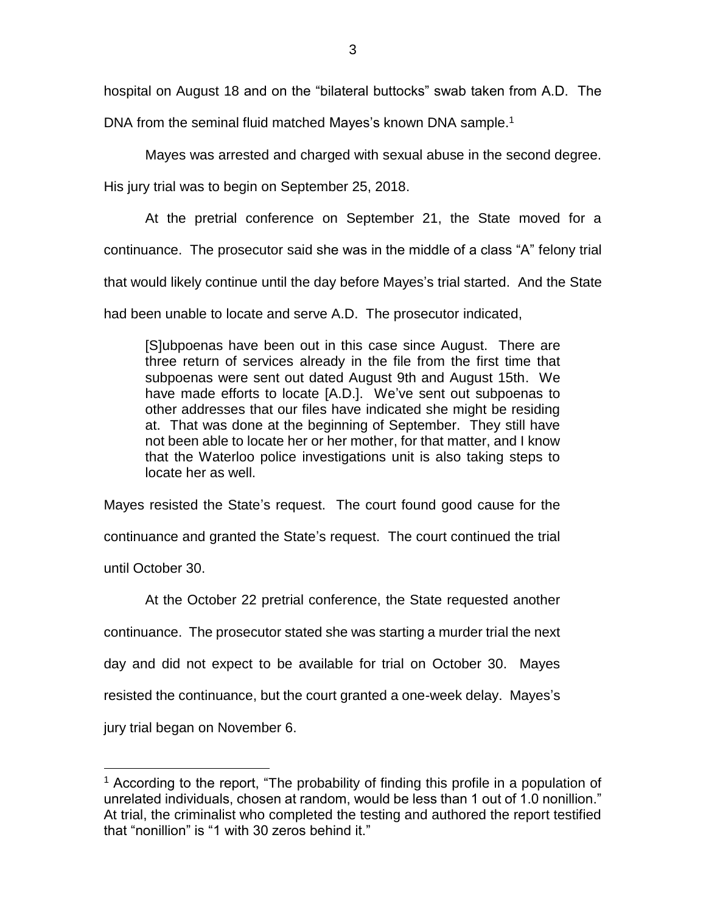hospital on August 18 and on the "bilateral buttocks" swab taken from A.D. The DNA from the seminal fluid matched Mayes's known DNA sample.[1]

Mayes was arrested and charged with sexual abuse in the second degree. His jury trial was to begin on September 25, 2018.

At the pretrial conference on September 21, the State moved for a continuance. The prosecutor said she was in the middle of a class "A" felony trial that would likely continue until the day before Mayes's trial started. And the State had been unable to locate and serve A.D. The prosecutor indicated,

> [S]ubpoenas have been out in this case since August. There are three return of services already in the file from the first time that subpoenas were sent out dated August 9th and August 15th. We have made efforts to locate [A.D.]. We've sent out subpoenas to other addresses that our files have indicated she might be residing at. That was done at the beginning of September. They still have not been able to locate her or her mother, for that matter, and I know that the Waterloo police investigations unit is also taking steps to locate her as well.

Mayes resisted the State's request. The court found good cause for the continuance and granted the State's request. The court continued the trial until October 30.

At the October 22 pretrial conference, the State requested another continuance. The prosecutor stated she was starting a murder trial the next day and did not expect to be available for trial on October 30. Mayes resisted the continuance, but the court granted a one-week delay. Mayes's jury trial began on November 6.

[1] According to the report, "The probability of finding this profile in a population of unrelated individuals, chosen at random, would be less than 1 out of 1.0 nonillion." At trial, the criminalist who completed the testing and authored the report testified that "nonillion" is "1 with 30 zeros behind it."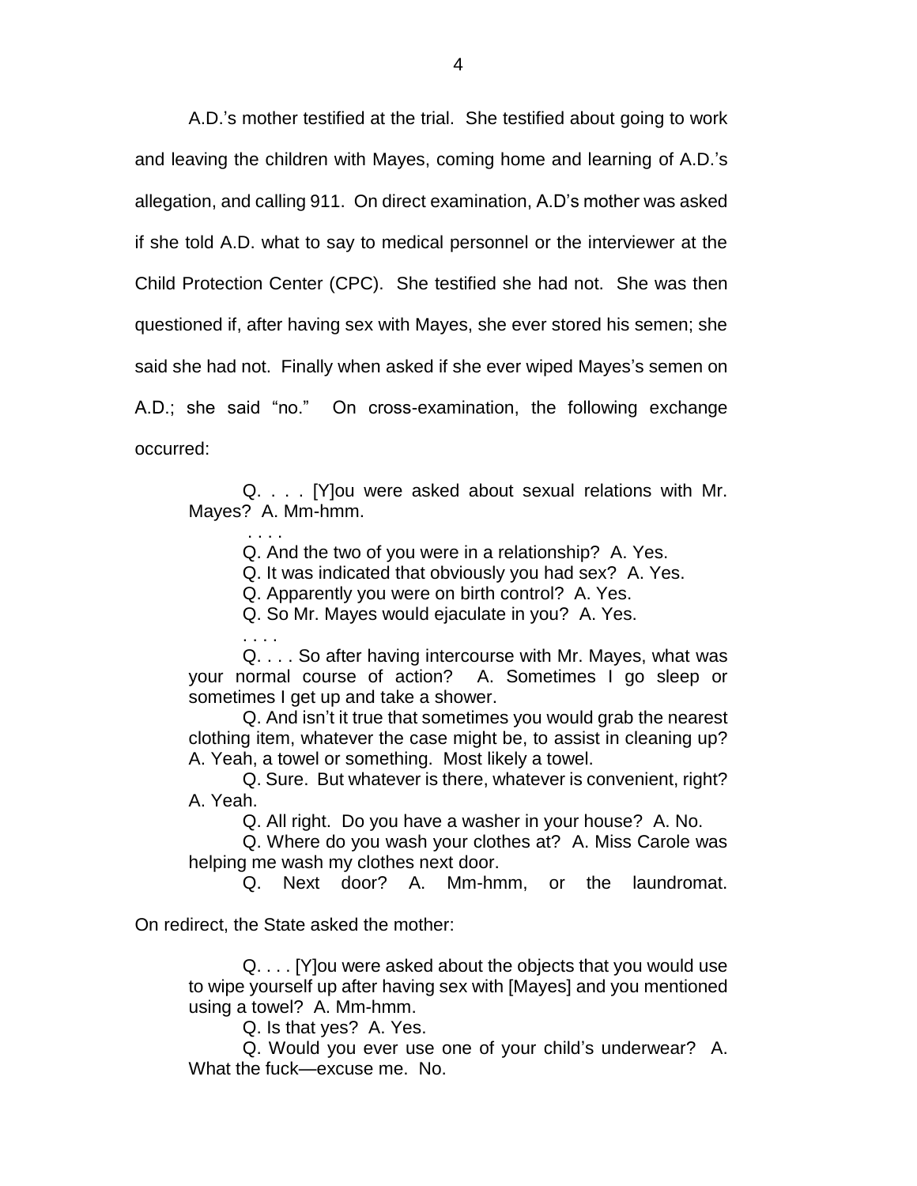A.D.'s mother testified at the trial. She testified about going to work and leaving the children with Mayes, coming home and learning of A.D.'s allegation, and calling 911. On direct examination, A.D's mother was asked if she told A.D. what to say to medical personnel or the interviewer at the Child Protection Center (CPC). She testified she had not. She was then questioned if, after having sex with Mayes, she ever stored his semen; she said she had not. Finally when asked if she ever wiped Mayes's semen on A.D.; she said "no." On cross-examination, the following exchange occurred:

> Q. . . . [Y]ou were asked about sexual relations with Mr. Mayes? A. Mm-hmm.
>
> . . . .
>
> Q. And the two of you were in a relationship? A. Yes.
>
> Q. It was indicated that obviously you had sex? A. Yes.
>
> Q. Apparently you were on birth control? A. Yes.
>
> Q. So Mr. Mayes would ejaculate in you? A. Yes.
>
> . . . .
>
> Q. . . . So after having intercourse with Mr. Mayes, what was your normal course of action? A. Sometimes I go sleep or sometimes I get up and take a shower.
>
> Q. And isn't it true that sometimes you would grab the nearest clothing item, whatever the case might be, to assist in cleaning up? A. Yeah, a towel or something. Most likely a towel.
>
> Q. Sure. But whatever is there, whatever is convenient, right? A. Yeah.
>
> Q. All right. Do you have a washer in your house? A. No.
>
> Q. Where do you wash your clothes at? A. Miss Carole was helping me wash my clothes next door.
>
> Q. Next door? A. Mm-hmm, or the laundromat.

On redirect, the State asked the mother:

> Q. . . . [Y]ou were asked about the objects that you would use to wipe yourself up after having sex with [Mayes] and you mentioned using a towel? A. Mm-hmm.
>
> Q. Is that yes? A. Yes.
>
> Q. Would you ever use one of your child's underwear? A. What the fuck—excuse me. No.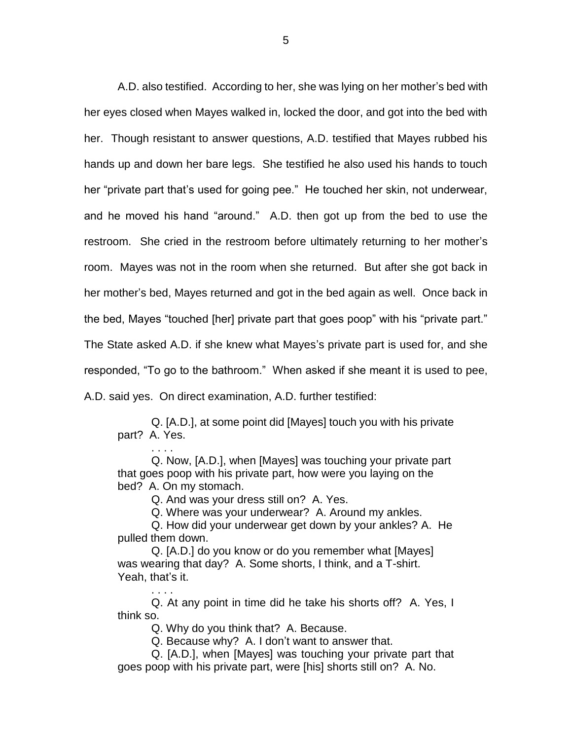A.D. also testified. According to her, she was lying on her mother's bed with her eyes closed when Mayes walked in, locked the door, and got into the bed with her. Though resistant to answer questions, A.D. testified that Mayes rubbed his hands up and down her bare legs. She testified he also used his hands to touch her "private part that's used for going pee." He touched her skin, not underwear, and he moved his hand "around." A.D. then got up from the bed to use the restroom. She cried in the restroom before ultimately returning to her mother's room. Mayes was not in the room when she returned. But after she got back in her mother's bed, Mayes returned and got in the bed again as well. Once back in the bed, Mayes "touched [her] private part that goes poop" with his "private part." The State asked A.D. if she knew what Mayes's private part is used for, and she responded, "To go to the bathroom." When asked if she meant it is used to pee, A.D. said yes. On direct examination, A.D. further testified:

> Q. [A.D.], at some point did [Mayes] touch you with his private part? A. Yes.
>
> . . . .
>
> Q. Now, [A.D.], when [Mayes] was touching your private part that goes poop with his private part, how were you laying on the bed? A. On my stomach.
>
> Q. And was your dress still on? A. Yes.
>
> Q. Where was your underwear? A. Around my ankles.
>
> Q. How did your underwear get down by your ankles? A. He pulled them down.
>
> Q. [A.D.] do you know or do you remember what [Mayes] was wearing that day? A. Some shorts, I think, and a T-shirt. Yeah, that's it.
>
> . . . .
>
> Q. At any point in time did he take his shorts off? A. Yes, I think so.
>
> Q. Why do you think that? A. Because.
>
> Q. Because why? A. I don't want to answer that.
>
> Q. [A.D.], when [Mayes] was touching your private part that goes poop with his private part, were [his] shorts still on? A. No.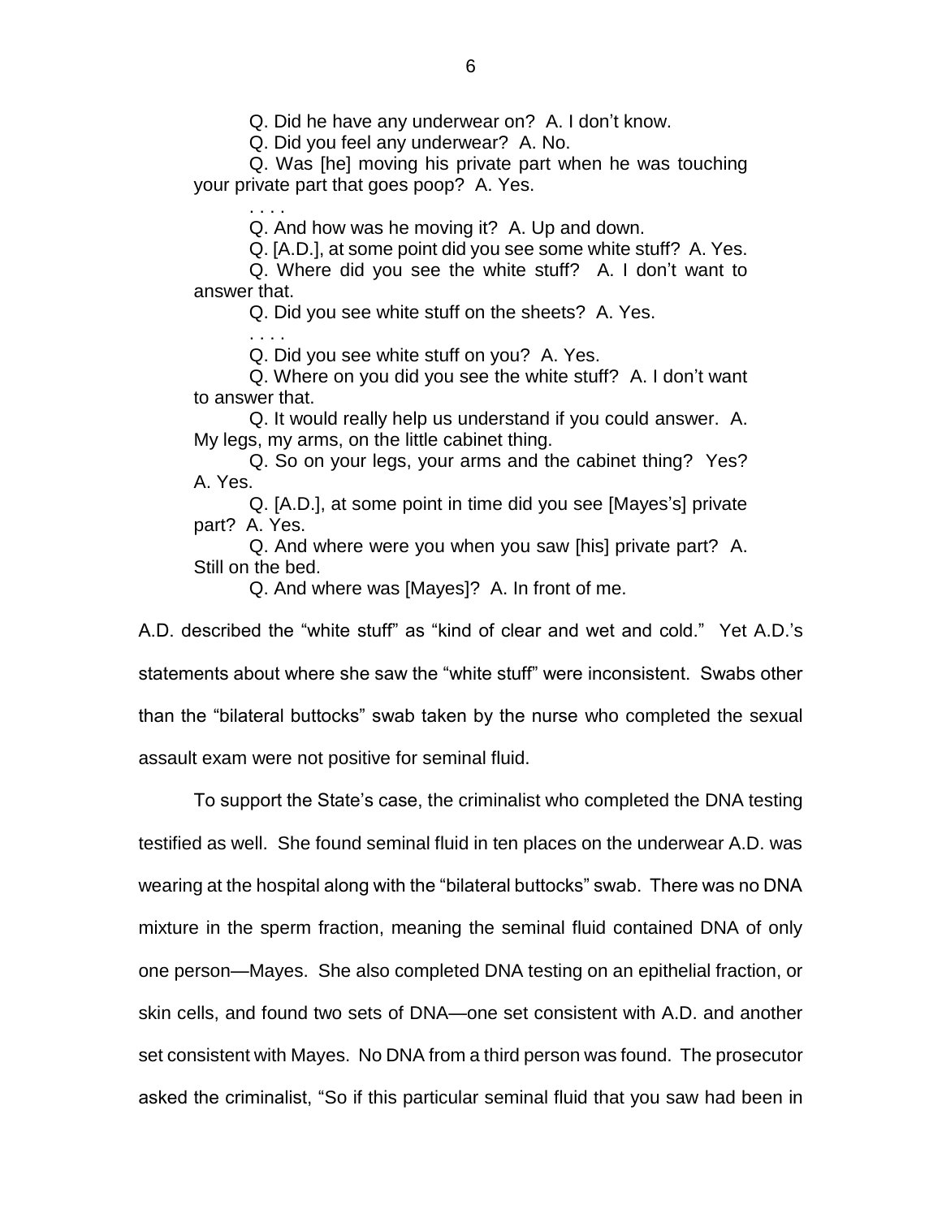> Q. Did he have any underwear on? A. I don't know.
>
> Q. Did you feel any underwear? A. No.
>
> Q. Was [he] moving his private part when he was touching your private part that goes poop? A. Yes.
>
> . . . .
>
> Q. And how was he moving it? A. Up and down.
>
> Q. [A.D.], at some point did you see some white stuff? A. Yes.
>
> Q. Where did you see the white stuff? A. I don't want to answer that.
>
> Q. Did you see white stuff on the sheets? A. Yes.
>
> . . . .
>
> Q. Did you see white stuff on you? A. Yes.
>
> Q. Where on you did you see the white stuff? A. I don't want to answer that.
>
> Q. It would really help us understand if you could answer. A. My legs, my arms, on the little cabinet thing.
>
> Q. So on your legs, your arms and the cabinet thing? Yes? A. Yes.
>
> Q. [A.D.], at some point in time did you see [Mayes's] private part? A. Yes.
>
> Q. And where were you when you saw [his] private part? A. Still on the bed.
>
> Q. And where was [Mayes]? A. In front of me.

A.D. described the "white stuff" as "kind of clear and wet and cold." Yet A.D.'s statements about where she saw the "white stuff" were inconsistent. Swabs other than the "bilateral buttocks" swab taken by the nurse who completed the sexual assault exam were not positive for seminal fluid.

To support the State's case, the criminalist who completed the DNA testing testified as well. She found seminal fluid in ten places on the underwear A.D. was wearing at the hospital along with the "bilateral buttocks" swab. There was no DNA mixture in the sperm fraction, meaning the seminal fluid contained DNA of only one person—Mayes. She also completed DNA testing on an epithelial fraction, or skin cells, and found two sets of DNA—one set consistent with A.D. and another set consistent with Mayes. No DNA from a third person was found. The prosecutor asked the criminalist, "So if this particular seminal fluid that you saw had been in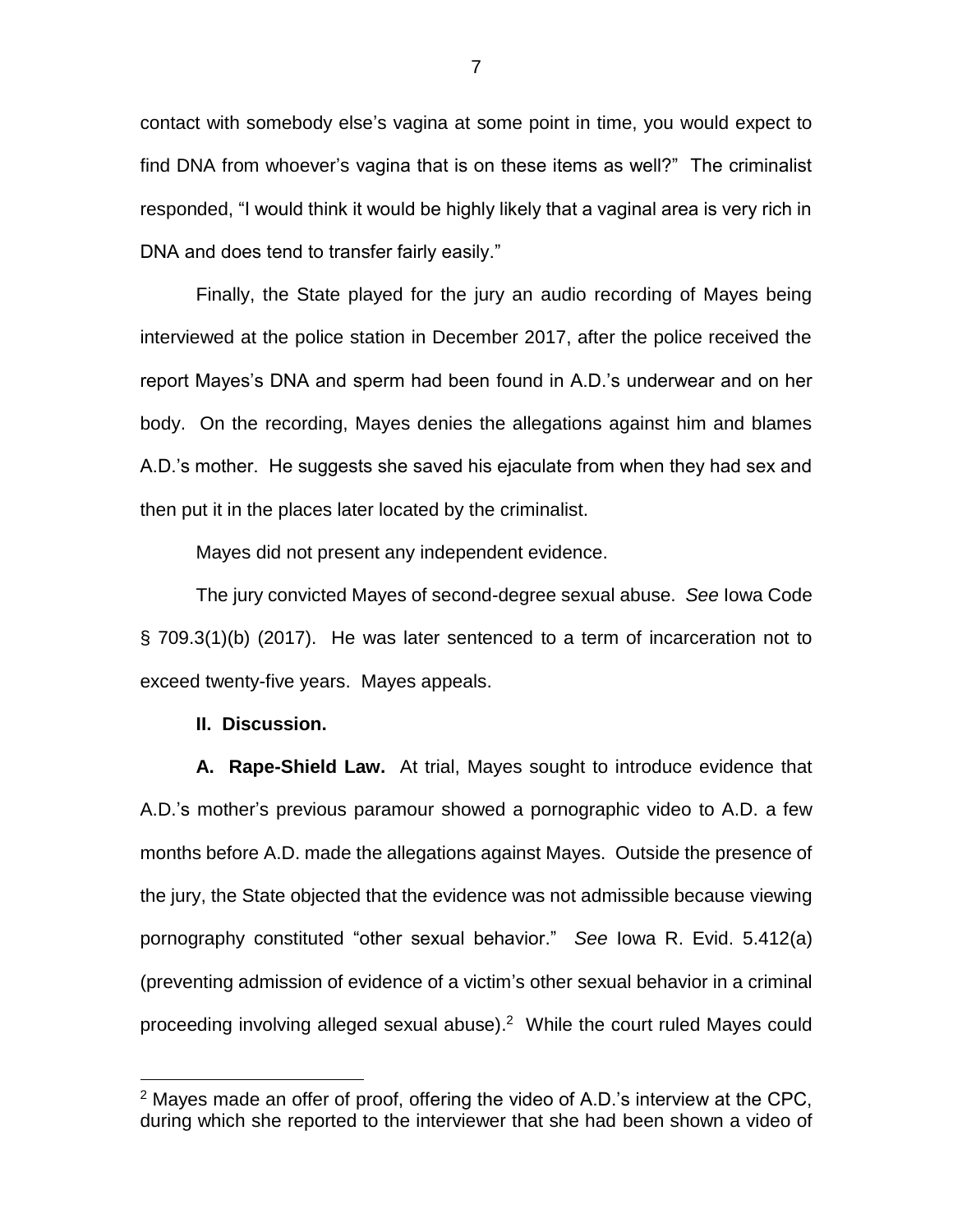contact with somebody else's vagina at some point in time, you would expect to find DNA from whoever's vagina that is on these items as well?" The criminalist responded, "I would think it would be highly likely that a vaginal area is very rich in DNA and does tend to transfer fairly easily."

Finally, the State played for the jury an audio recording of Mayes being interviewed at the police station in December 2017, after the police received the report Mayes's DNA and sperm had been found in A.D.'s underwear and on her body. On the recording, Mayes denies the allegations against him and blames A.D.'s mother. He suggests she saved his ejaculate from when they had sex and then put it in the places later located by the criminalist.

Mayes did not present any independent evidence.

The jury convicted Mayes of second-degree sexual abuse. *See* Iowa Code § 709.3(1)(b) (2017). He was later sentenced to a term of incarceration not to exceed twenty-five years. Mayes appeals.

**II. Discussion.**

**A. Rape-Shield Law.** At trial, Mayes sought to introduce evidence that A.D.'s mother's previous paramour showed a pornographic video to A.D. a few months before A.D. made the allegations against Mayes. Outside the presence of the jury, the State objected that the evidence was not admissible because viewing pornography constituted "other sexual behavior." *See* Iowa R. Evid. 5.412(a) (preventing admission of evidence of a victim's other sexual behavior in a criminal proceeding involving alleged sexual abuse).[2] While the court ruled Mayes could

[2] Mayes made an offer of proof, offering the video of A.D.'s interview at the CPC, during which she reported to the interviewer that she had been shown a video of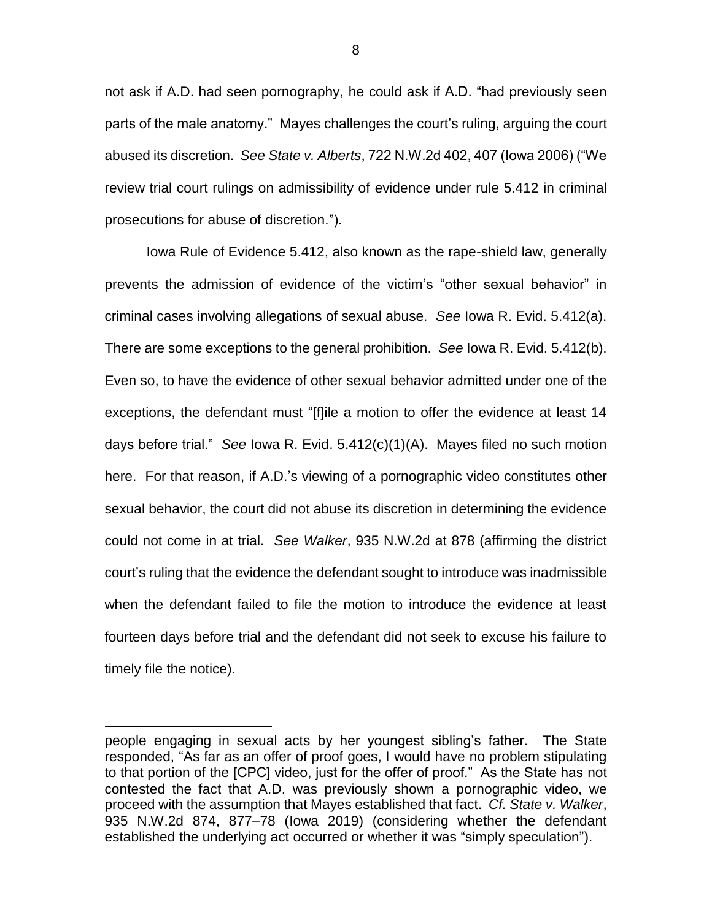not ask if A.D. had seen pornography, he could ask if A.D. "had previously seen parts of the male anatomy." Mayes challenges the court's ruling, arguing the court abused its discretion. *See State v. Alberts*, 722 N.W.2d 402, 407 (Iowa 2006) ("We review trial court rulings on admissibility of evidence under rule 5.412 in criminal prosecutions for abuse of discretion.").

Iowa Rule of Evidence 5.412, also known as the rape-shield law, generally prevents the admission of evidence of the victim's "other sexual behavior" in criminal cases involving allegations of sexual abuse. *See* Iowa R. Evid. 5.412(a). There are some exceptions to the general prohibition. *See* Iowa R. Evid. 5.412(b). Even so, to have the evidence of other sexual behavior admitted under one of the exceptions, the defendant must "[f]ile a motion to offer the evidence at least 14 days before trial." *See* Iowa R. Evid. 5.412(c)(1)(A). Mayes filed no such motion here. For that reason, if A.D.'s viewing of a pornographic video constitutes other sexual behavior, the court did not abuse its discretion in determining the evidence could not come in at trial. *See Walker*, 935 N.W.2d at 878 (affirming the district court's ruling that the evidence the defendant sought to introduce was inadmissible when the defendant failed to file the motion to introduce the evidence at least fourteen days before trial and the defendant did not seek to excuse his failure to timely file the notice).

---

people engaging in sexual acts by her youngest sibling's father. The State responded, "As far as an offer of proof goes, I would have no problem stipulating to that portion of the [CPC] video, just for the offer of proof." As the State has not contested the fact that A.D. was previously shown a pornographic video, we proceed with the assumption that Mayes established that fact. *Cf. State v. Walker*, 935 N.W.2d 874, 877–78 (Iowa 2019) (considering whether the defendant established the underlying act occurred or whether it was "simply speculation").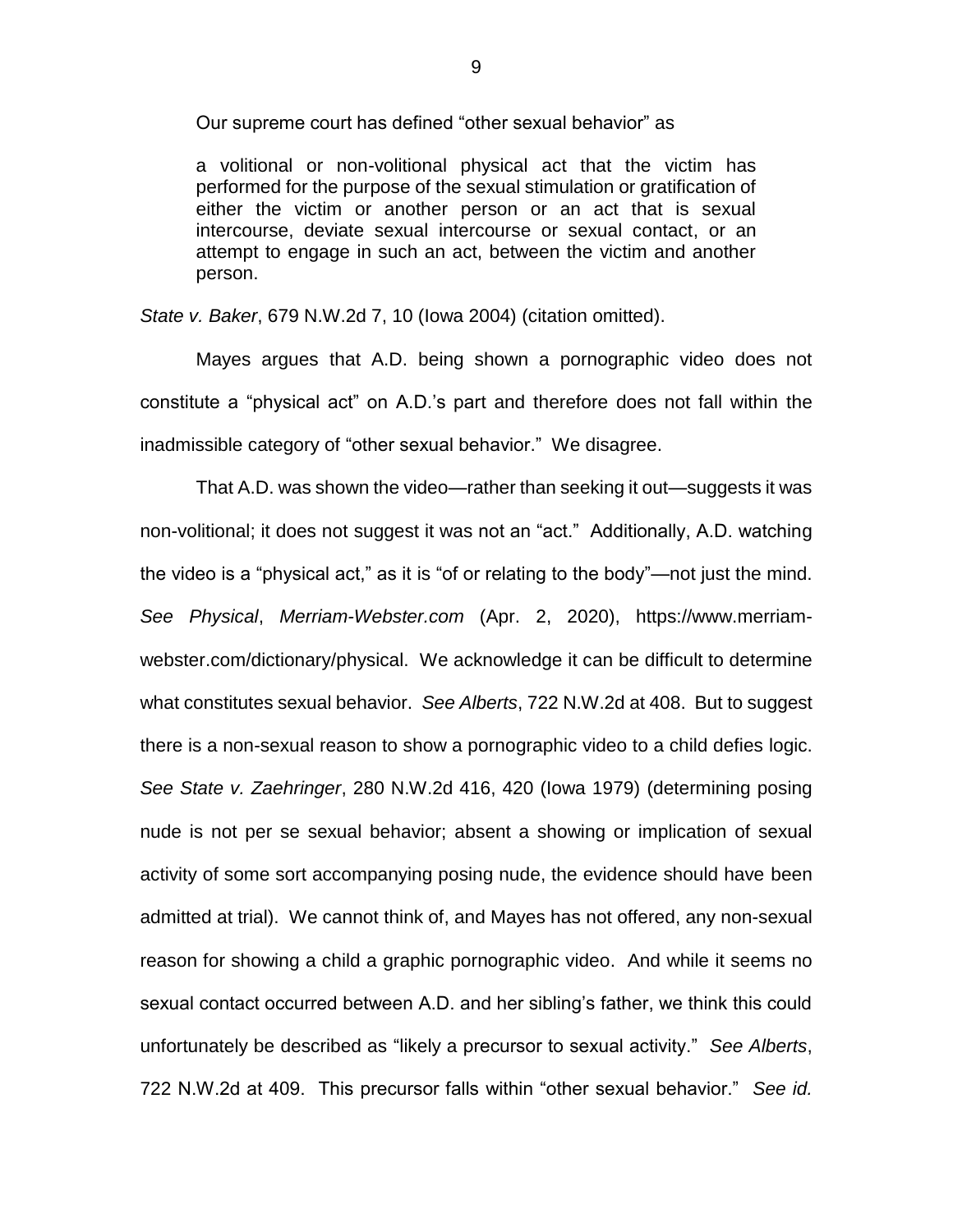Our supreme court has defined "other sexual behavior" as

> a volitional or non-volitional physical act that the victim has performed for the purpose of the sexual stimulation or gratification of either the victim or another person or an act that is sexual intercourse, deviate sexual intercourse or sexual contact, or an attempt to engage in such an act, between the victim and another person.

*State v. Baker*, 679 N.W.2d 7, 10 (Iowa 2004) (citation omitted).

Mayes argues that A.D. being shown a pornographic video does not constitute a "physical act" on A.D.'s part and therefore does not fall within the inadmissible category of "other sexual behavior." We disagree.

That A.D. was shown the video—rather than seeking it out—suggests it was non-volitional; it does not suggest it was not an "act." Additionally, A.D. watching the video is a "physical act," as it is "of or relating to the body"—not just the mind. *See Physical*, *Merriam-Webster.com* (Apr. 2, 2020), https://www.merriam-webster.com/dictionary/physical. We acknowledge it can be difficult to determine what constitutes sexual behavior. *See Alberts*, 722 N.W.2d at 408. But to suggest there is a non-sexual reason to show a pornographic video to a child defies logic. *See State v. Zaehringer*, 280 N.W.2d 416, 420 (Iowa 1979) (determining posing nude is not per se sexual behavior; absent a showing or implication of sexual activity of some sort accompanying posing nude, the evidence should have been admitted at trial). We cannot think of, and Mayes has not offered, any non-sexual reason for showing a child a graphic pornographic video. And while it seems no sexual contact occurred between A.D. and her sibling's father, we think this could unfortunately be described as "likely a precursor to sexual activity." *See Alberts*, 722 N.W.2d at 409. This precursor falls within "other sexual behavior." *See id.*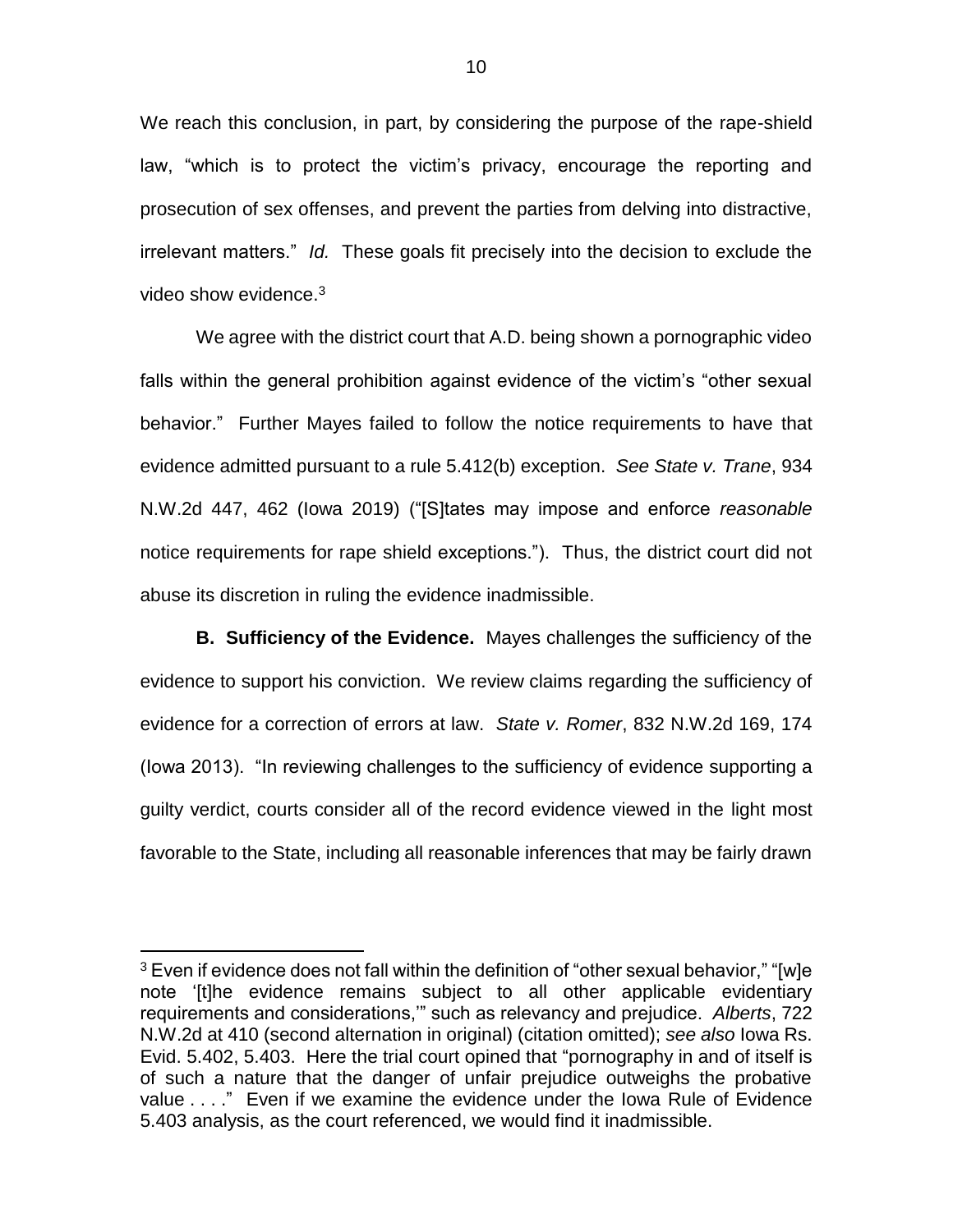We reach this conclusion, in part, by considering the purpose of the rape-shield law, "which is to protect the victim's privacy, encourage the reporting and prosecution of sex offenses, and prevent the parties from delving into distractive, irrelevant matters." *Id.* These goals fit precisely into the decision to exclude the video show evidence.[3]

We agree with the district court that A.D. being shown a pornographic video falls within the general prohibition against evidence of the victim's "other sexual behavior." Further Mayes failed to follow the notice requirements to have that evidence admitted pursuant to a rule 5.412(b) exception. *See State v. Trane*, 934 N.W.2d 447, 462 (Iowa 2019) ("[S]tates may impose and enforce *reasonable* notice requirements for rape shield exceptions."). Thus, the district court did not abuse its discretion in ruling the evidence inadmissible.

**B. Sufficiency of the Evidence.** Mayes challenges the sufficiency of the evidence to support his conviction. We review claims regarding the sufficiency of evidence for a correction of errors at law. *State v. Romer*, 832 N.W.2d 169, 174 (Iowa 2013). "In reviewing challenges to the sufficiency of evidence supporting a guilty verdict, courts consider all of the record evidence viewed in the light most favorable to the State, including all reasonable inferences that may be fairly drawn

---

[3] Even if evidence does not fall within the definition of "other sexual behavior," "[w]e note '[t]he evidence remains subject to all other applicable evidentiary requirements and considerations,'" such as relevancy and prejudice. *Alberts*, 722 N.W.2d at 410 (second alternation in original) (citation omitted); *see also* Iowa Rs. Evid. 5.402, 5.403. Here the trial court opined that "pornography in and of itself is of such a nature that the danger of unfair prejudice outweighs the probative value . . . ." Even if we examine the evidence under the Iowa Rule of Evidence 5.403 analysis, as the court referenced, we would find it inadmissible.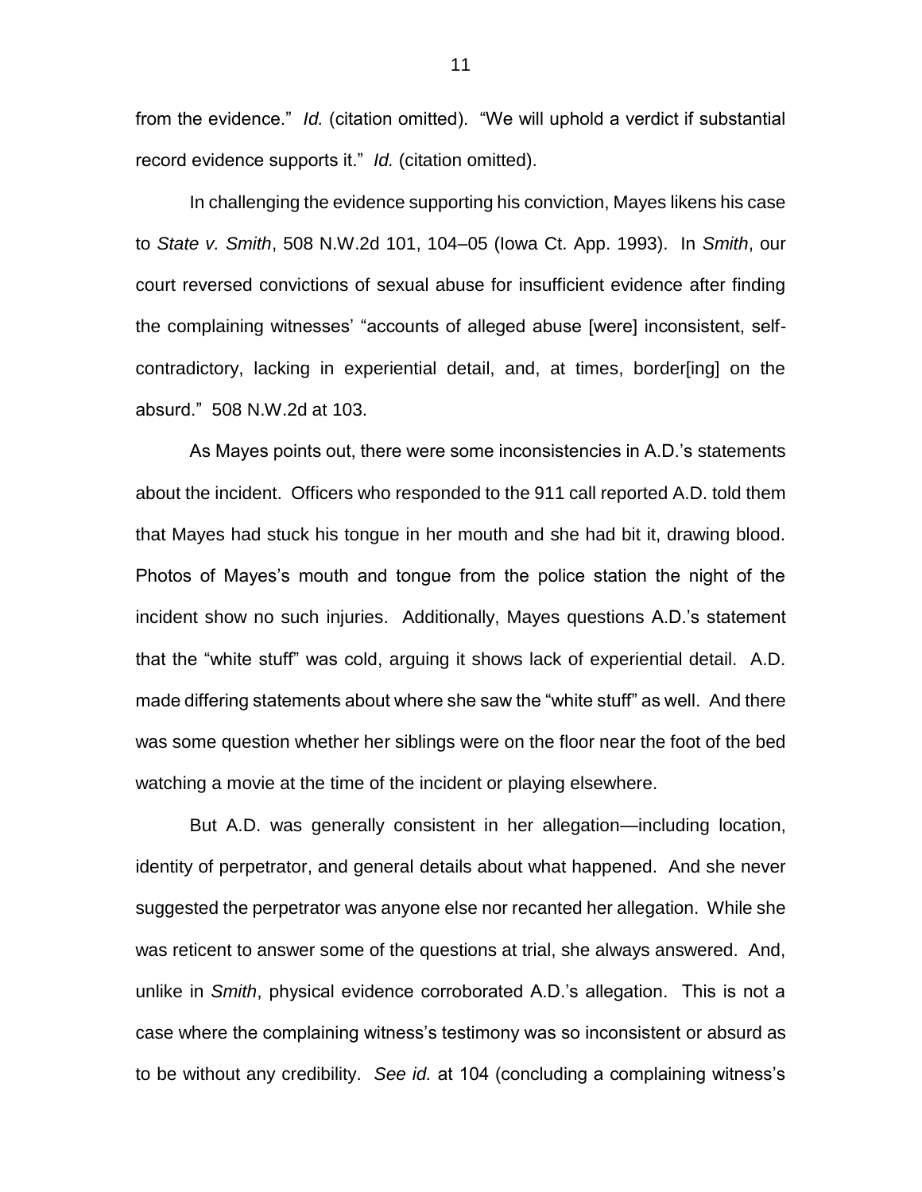from the evidence." *Id.* (citation omitted). "We will uphold a verdict if substantial record evidence supports it." *Id.* (citation omitted).

In challenging the evidence supporting his conviction, Mayes likens his case to *State v. Smith*, 508 N.W.2d 101, 104–05 (Iowa Ct. App. 1993). In *Smith*, our court reversed convictions of sexual abuse for insufficient evidence after finding the complaining witnesses' "accounts of alleged abuse [were] inconsistent, self-contradictory, lacking in experiential detail, and, at times, border[ing] on the absurd." 508 N.W.2d at 103.

As Mayes points out, there were some inconsistencies in A.D.'s statements about the incident. Officers who responded to the 911 call reported A.D. told them that Mayes had stuck his tongue in her mouth and she had bit it, drawing blood. Photos of Mayes's mouth and tongue from the police station the night of the incident show no such injuries. Additionally, Mayes questions A.D.'s statement that the "white stuff" was cold, arguing it shows lack of experiential detail. A.D. made differing statements about where she saw the "white stuff" as well. And there was some question whether her siblings were on the floor near the foot of the bed watching a movie at the time of the incident or playing elsewhere.

But A.D. was generally consistent in her allegation—including location, identity of perpetrator, and general details about what happened. And she never suggested the perpetrator was anyone else nor recanted her allegation. While she was reticent to answer some of the questions at trial, she always answered. And, unlike in *Smith*, physical evidence corroborated A.D.'s allegation. This is not a case where the complaining witness's testimony was so inconsistent or absurd as to be without any credibility. *See id.* at 104 (concluding a complaining witness's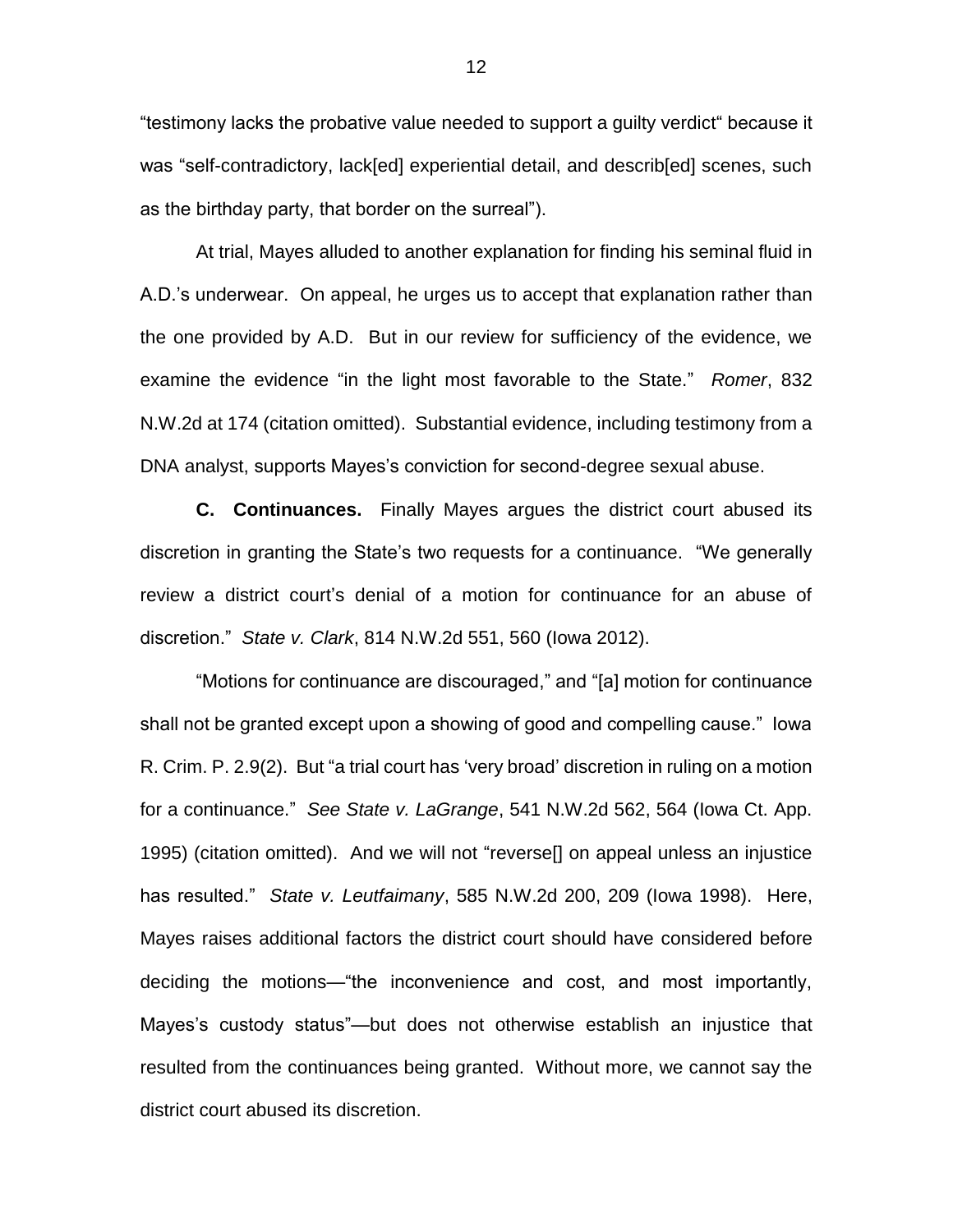"testimony lacks the probative value needed to support a guilty verdict" because it was "self-contradictory, lack[ed] experiential detail, and describ[ed] scenes, such as the birthday party, that border on the surreal").

At trial, Mayes alluded to another explanation for finding his seminal fluid in A.D.'s underwear. On appeal, he urges us to accept that explanation rather than the one provided by A.D. But in our review for sufficiency of the evidence, we examine the evidence "in the light most favorable to the State." *Romer*, 832 N.W.2d at 174 (citation omitted). Substantial evidence, including testimony from a DNA analyst, supports Mayes's conviction for second-degree sexual abuse.

**C. Continuances.** Finally Mayes argues the district court abused its discretion in granting the State's two requests for a continuance. "We generally review a district court's denial of a motion for continuance for an abuse of discretion." *State v. Clark*, 814 N.W.2d 551, 560 (Iowa 2012).

"Motions for continuance are discouraged," and "[a] motion for continuance shall not be granted except upon a showing of good and compelling cause." Iowa R. Crim. P. 2.9(2). But "a trial court has 'very broad' discretion in ruling on a motion for a continuance." *See State v. LaGrange*, 541 N.W.2d 562, 564 (Iowa Ct. App. 1995) (citation omitted). And we will not "reverse[] on appeal unless an injustice has resulted." *State v. Leutfaimany*, 585 N.W.2d 200, 209 (Iowa 1998). Here, Mayes raises additional factors the district court should have considered before deciding the motions—"the inconvenience and cost, and most importantly, Mayes's custody status"—but does not otherwise establish an injustice that resulted from the continuances being granted. Without more, we cannot say the district court abused its discretion.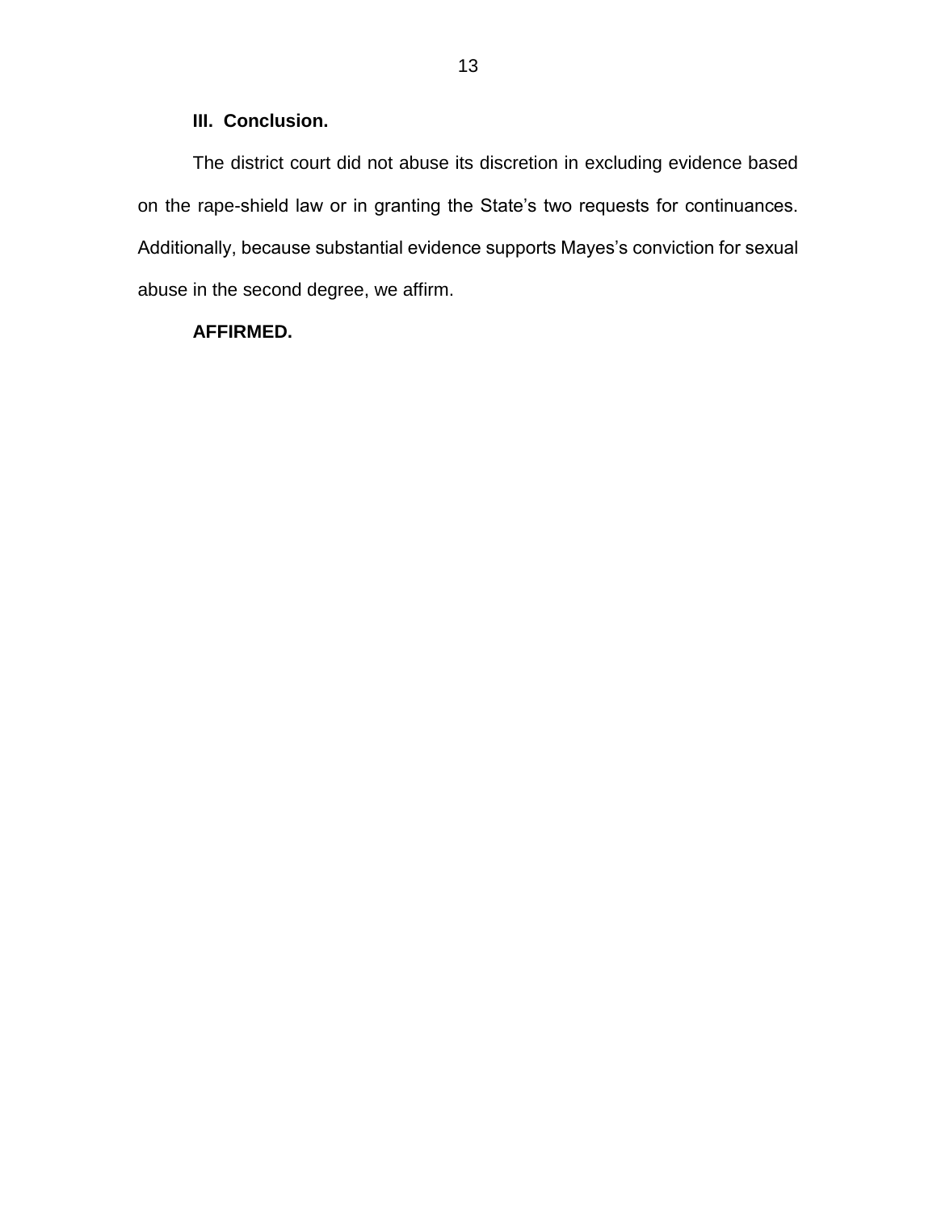### III. Conclusion.

The district court did not abuse its discretion in excluding evidence based on the rape-shield law or in granting the State's two requests for continuances. Additionally, because substantial evidence supports Mayes's conviction for sexual abuse in the second degree, we affirm.

**AFFIRMED.**